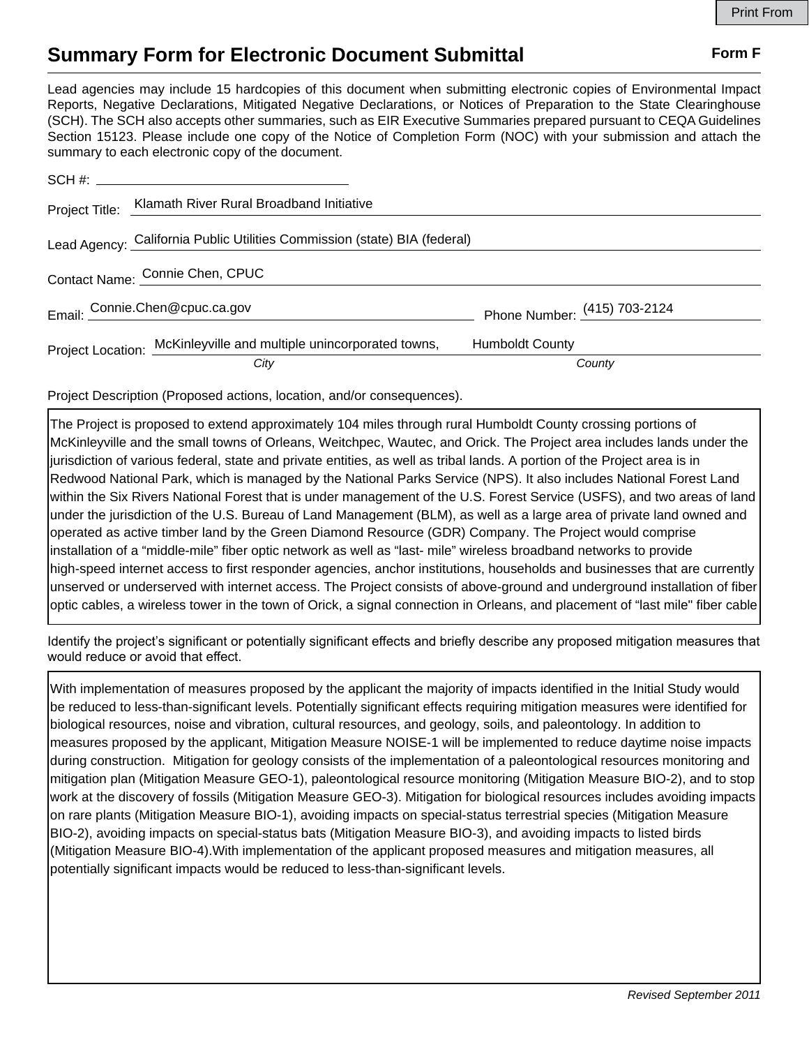# Summary Form for Electronic Document Submittal

**Form F**

Lead agencies may include 15 hardcopies of this document when submitting electronic copies of Environmental Impact Reports, Negative Declarations, Mitigated Negative Declarations, or Notices of Preparation to the State Clearinghouse (SCH). The SCH also accepts other summaries, such as EIR Executive Summaries prepared pursuant to CEQA Guidelines Section 15123. Please include one copy of the Notice of Completion Form (NOC) with your submission and attach the summary to each electronic copy of the document.

SCH #: \_\_\_\_\_\_\_\_\_\_\_\_\_\_\_\_\_\_\_\_

Project Title: Klamath River Rural Broadband Initiative

Lead Agency: California Public Utilities Commission (state) BIA (federal)

Contact Name: Connie Chen, CPUC

Email: Connie.Chen@cpuc.ca.gov Phone Number: (415) 703-2124

Project Location: McKinleyville and multiple unincorporated towns, (City) Humboldt County (County)

Project Description (Proposed actions, location, and/or consequences).

The Project is proposed to extend approximately 104 miles through rural Humboldt County crossing portions of McKinleyville and the small towns of Orleans, Weitchpec, Wautec, and Orick. The Project area includes lands under the jurisdiction of various federal, state and private entities, as well as tribal lands. A portion of the Project area is in Redwood National Park, which is managed by the National Parks Service (NPS). It also includes National Forest Land within the Six Rivers National Forest that is under management of the U.S. Forest Service (USFS), and two areas of land under the jurisdiction of the U.S. Bureau of Land Management (BLM), as well as a large area of private land owned and operated as active timber land by the Green Diamond Resource (GDR) Company. The Project would comprise installation of a "middle-mile" fiber optic network as well as "last- mile" wireless broadband networks to provide high-speed internet access to first responder agencies, anchor institutions, households and businesses that are currently unserved or underserved with internet access. The Project consists of above-ground and underground installation of fiber optic cables, a wireless tower in the town of Orick, a signal connection in Orleans, and placement of "last mile" fiber cable

Identify the project's significant or potentially significant effects and briefly describe any proposed mitigation measures that would reduce or avoid that effect.

With implementation of measures proposed by the applicant the majority of impacts identified in the Initial Study would be reduced to less-than-significant levels. Potentially significant effects requiring mitigation measures were identified for biological resources, noise and vibration, cultural resources, and geology, soils, and paleontology. In addition to measures proposed by the applicant, Mitigation Measure NOISE-1 will be implemented to reduce daytime noise impacts during construction. Mitigation for geology consists of the implementation of a paleontological resources monitoring and mitigation plan (Mitigation Measure GEO-1), paleontological resource monitoring (Mitigation Measure BIO-2), and to stop work at the discovery of fossils (Mitigation Measure GEO-3). Mitigation for biological resources includes avoiding impacts on rare plants (Mitigation Measure BIO-1), avoiding impacts on special-status terrestrial species (Mitigation Measure BIO-2), avoiding impacts on special-status bats (Mitigation Measure BIO-3), and avoiding impacts to listed birds (Mitigation Measure BIO-4).With implementation of the applicant proposed measures and mitigation measures, all potentially significant impacts would be reduced to less-than-significant levels.

*Revised September 2011*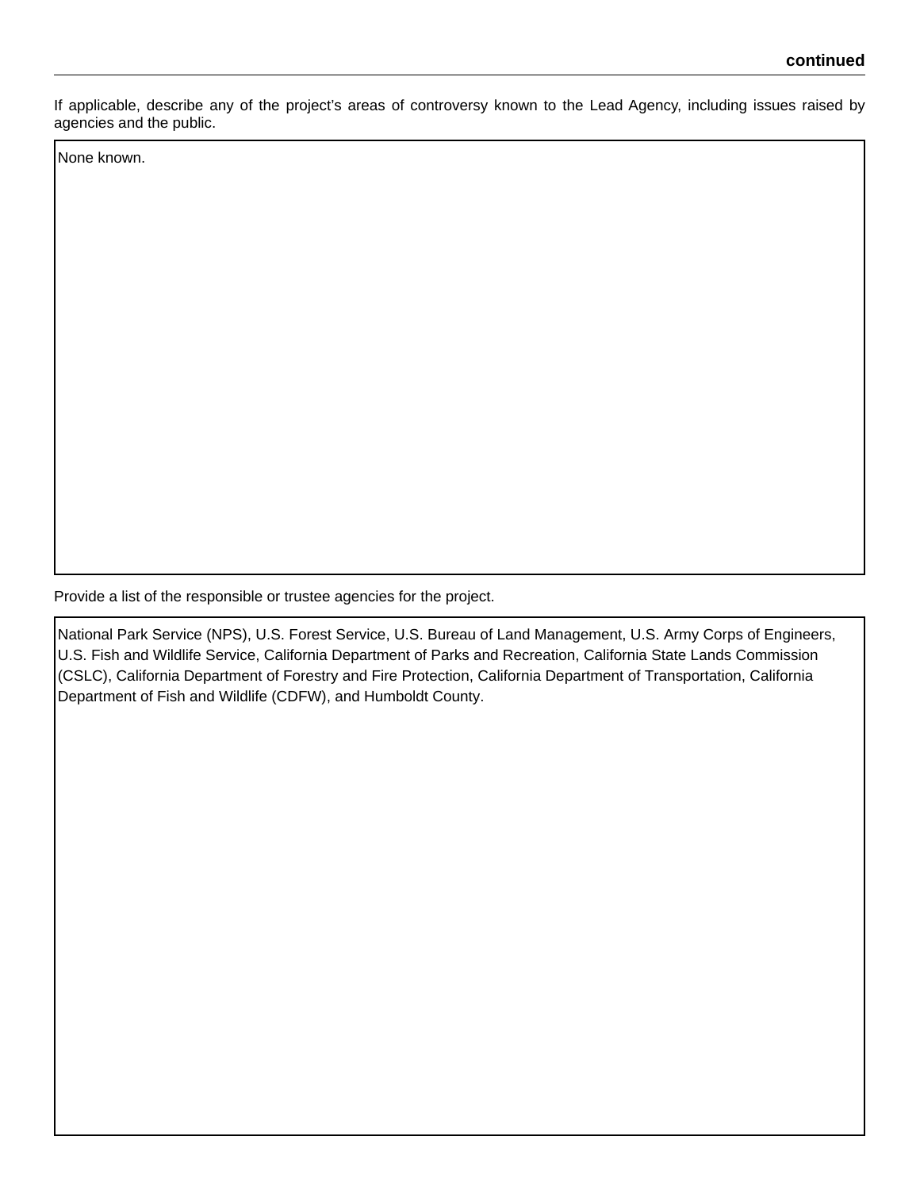**continued**

If applicable, describe any of the project's areas of controversy known to the Lead Agency, including issues raised by agencies and the public.

None known.

Provide a list of the responsible or trustee agencies for the project.

National Park Service (NPS), U.S. Forest Service, U.S. Bureau of Land Management, U.S. Army Corps of Engineers, U.S. Fish and Wildlife Service, California Department of Parks and Recreation, California State Lands Commission (CSLC), California Department of Forestry and Fire Protection, California Department of Transportation, California Department of Fish and Wildlife (CDFW), and Humboldt County.